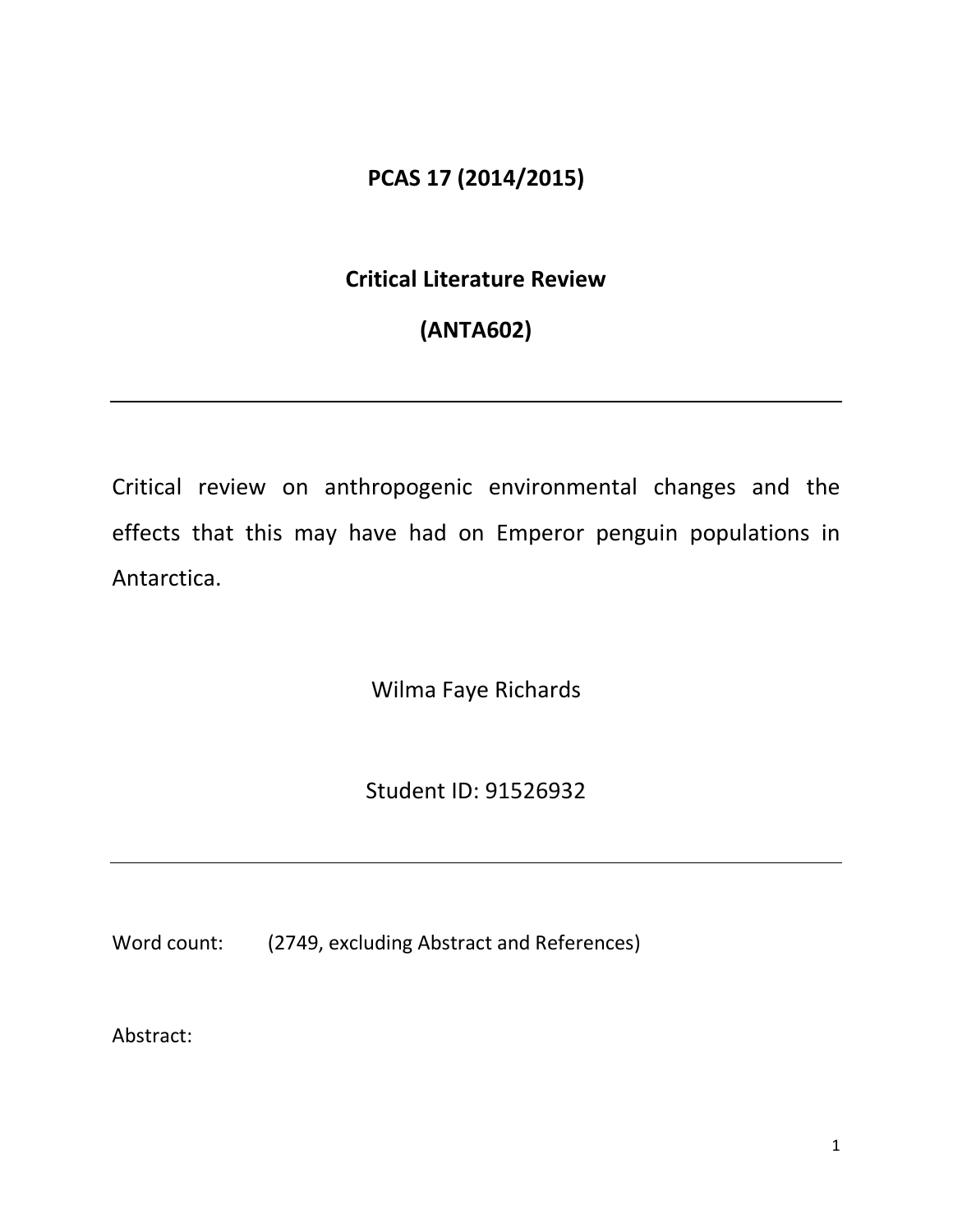**PCAS 17 (2014/2015)**

**Critical Literature Review**

**(ANTA602)**

---

Critical review on anthropogenic environmental changes and the effects that this may have had on Emperor penguin populations in Antarctica.

Wilma Faye Richards

Student ID: 91526932

---

Word count: (2749, excluding Abstract and References)

Abstract: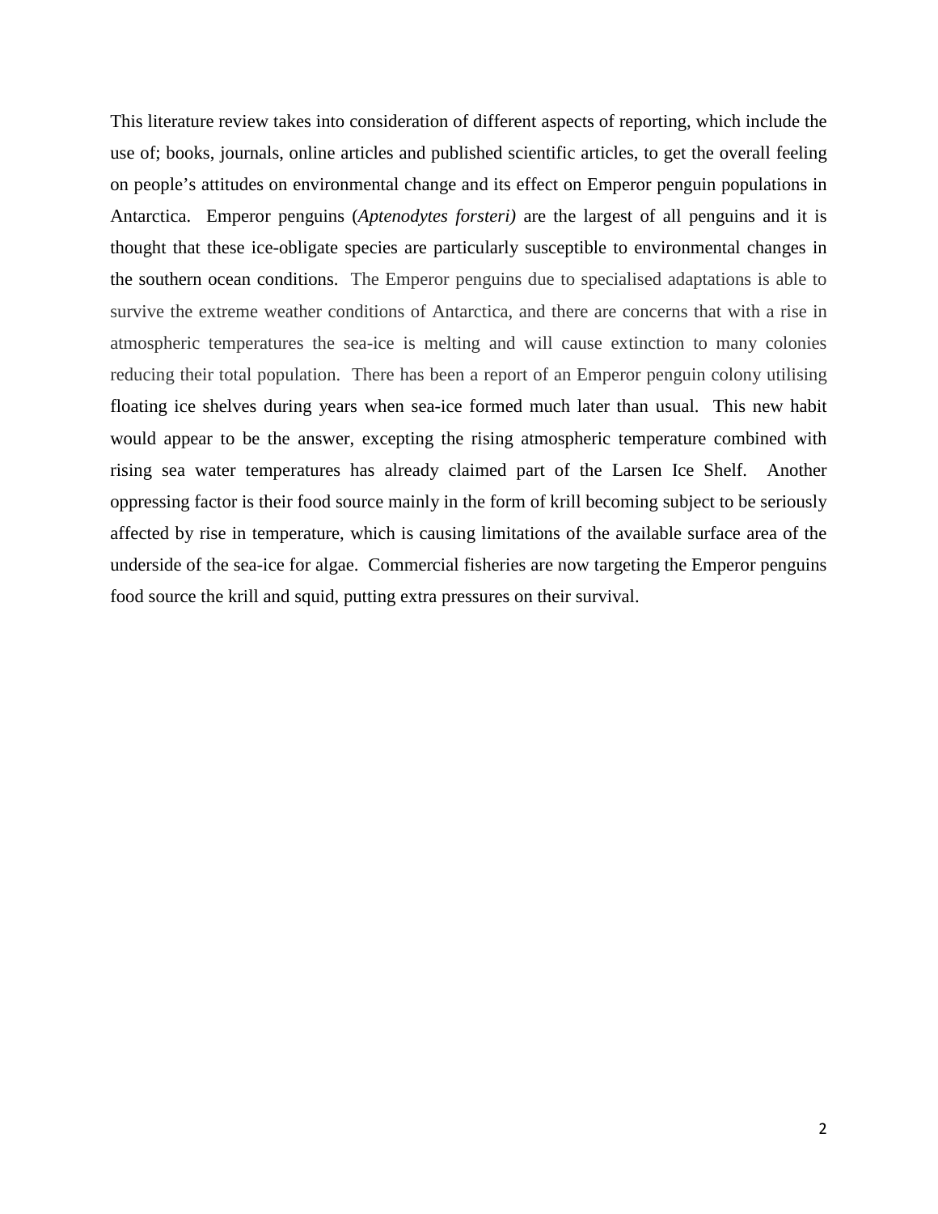This literature review takes into consideration of different aspects of reporting, which include the use of; books, journals, online articles and published scientific articles, to get the overall feeling on people's attitudes on environmental change and its effect on Emperor penguin populations in Antarctica. Emperor penguins (*Aptenodytes forsteri)* are the largest of all penguins and it is thought that these ice-obligate species are particularly susceptible to environmental changes in the southern ocean conditions. The Emperor penguins due to specialised adaptations is able to survive the extreme weather conditions of Antarctica, and there are concerns that with a rise in atmospheric temperatures the sea-ice is melting and will cause extinction to many colonies reducing their total population. There has been a report of an Emperor penguin colony utilising floating ice shelves during years when sea-ice formed much later than usual. This new habit would appear to be the answer, excepting the rising atmospheric temperature combined with rising sea water temperatures has already claimed part of the Larsen Ice Shelf. Another oppressing factor is their food source mainly in the form of krill becoming subject to be seriously affected by rise in temperature, which is causing limitations of the available surface area of the underside of the sea-ice for algae. Commercial fisheries are now targeting the Emperor penguins food source the krill and squid, putting extra pressures on their survival.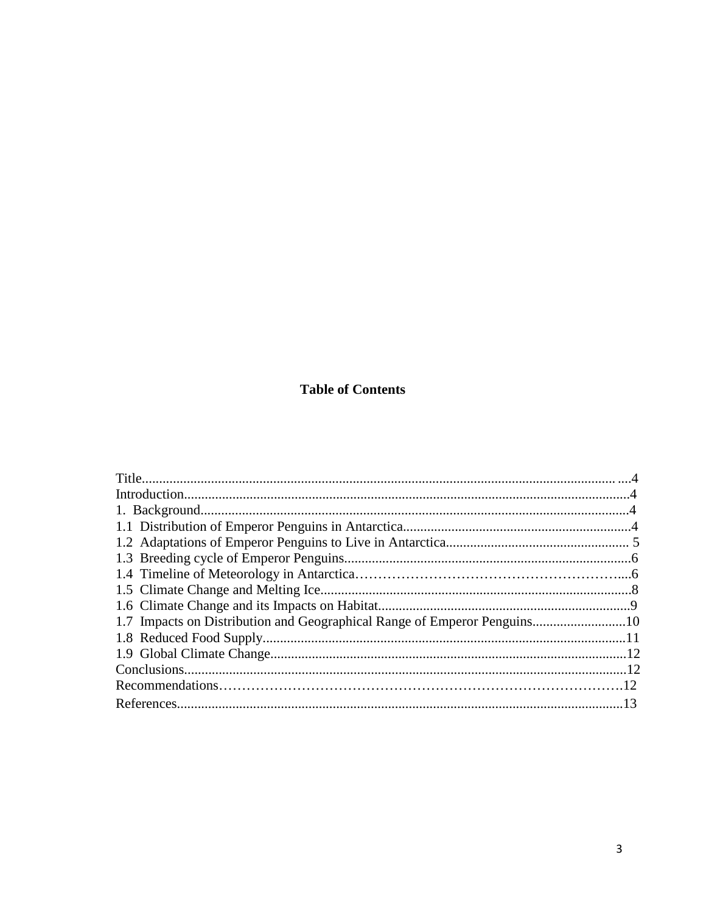## Table of Contents

Title........................................................................................................................................4
Introduction...............................................................................................................................4
1. Background...........................................................................................................................4
1.1 Distribution of Emperor Penguins in Antarctica.................................................................4
1.2 Adaptations of Emperor Penguins to Live in Antarctica..................................................... 5
1.3 Breeding cycle of Emperor Penguins..................................................................................6
1.4 Timeline of Meteorology in Antarctica……………………………………………………....6
1.5 Climate Change and Melting Ice.........................................................................................8
1.6 Climate Change and its Impacts on Habitat........................................................................9
1.7 Impacts on Distribution and Geographical Range of Emperor Penguins...........................10
1.8 Reduced Food Supply........................................................................................................11
1.9 Global Climate Change......................................................................................................12
Conclusions...............................................................................................................................12
Recommendations……………………………………………………………………………….12
References.................................................................................................................................13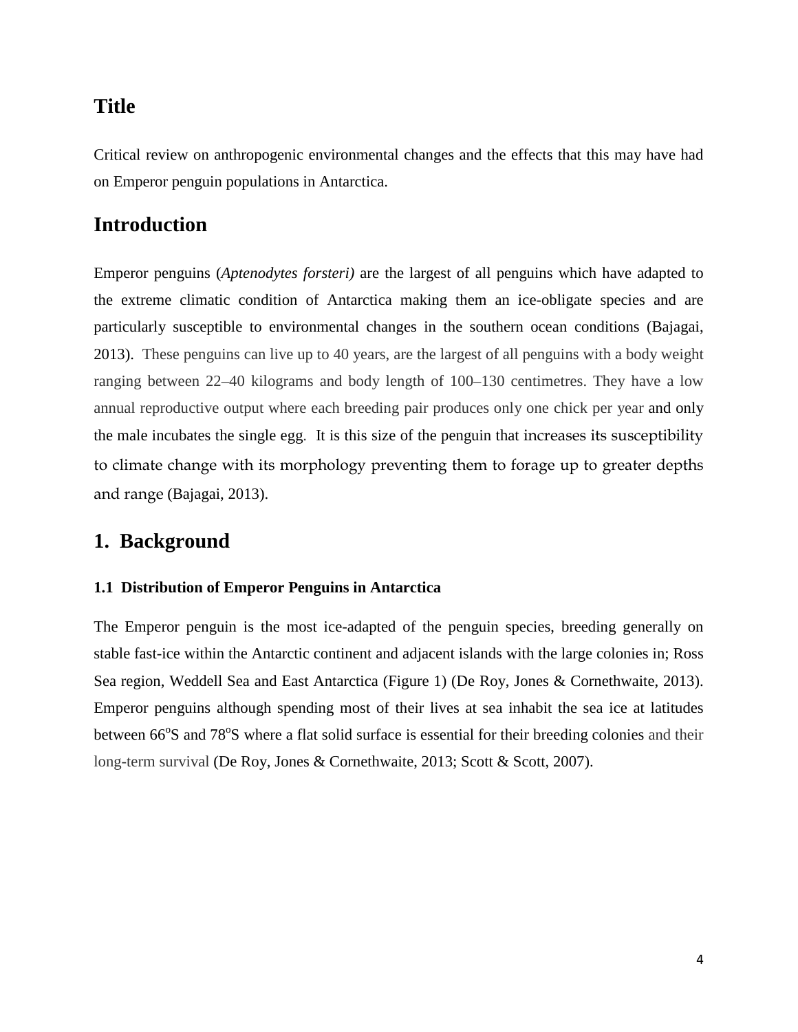# Title

Critical review on anthropogenic environmental changes and the effects that this may have had on Emperor penguin populations in Antarctica.

# Introduction

Emperor penguins (*Aptenodytes forsteri)* are the largest of all penguins which have adapted to the extreme climatic condition of Antarctica making them an ice-obligate species and are particularly susceptible to environmental changes in the southern ocean conditions (Bajagai, 2013). These penguins can live up to 40 years, are the largest of all penguins with a body weight ranging between 22–40 kilograms and body length of 100–130 centimetres. They have a low annual reproductive output where each breeding pair produces only one chick per year and only the male incubates the single egg. It is this size of the penguin that increases its susceptibility to climate change with its morphology preventing them to forage up to greater depths and range (Bajagai, 2013).

# 1. Background

### 1.1 Distribution of Emperor Penguins in Antarctica

The Emperor penguin is the most ice-adapted of the penguin species, breeding generally on stable fast-ice within the Antarctic continent and adjacent islands with the large colonies in; Ross Sea region, Weddell Sea and East Antarctica (Figure 1) (De Roy, Jones & Cornethwaite, 2013). Emperor penguins although spending most of their lives at sea inhabit the sea ice at latitudes between 66$^{o}$S and 78$^{o}$S where a flat solid surface is essential for their breeding colonies and their long-term survival (De Roy, Jones & Cornethwaite, 2013; Scott & Scott, 2007).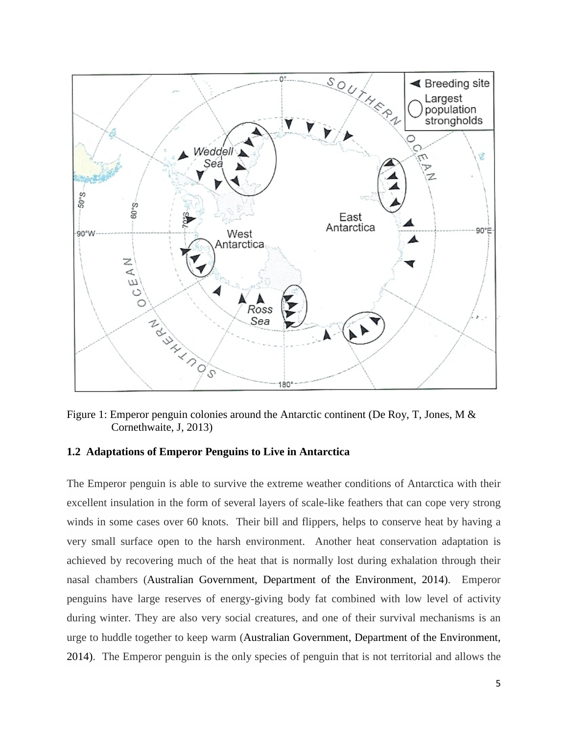Figure 1: Emperor penguin colonies around the Antarctic continent (De Roy, T, Jones, M & Cornethwaite, J, 2013)

### 1.2 Adaptations of Emperor Penguins to Live in Antarctica

The Emperor penguin is able to survive the extreme weather conditions of Antarctica with their excellent insulation in the form of several layers of scale-like feathers that can cope very strong winds in some cases over 60 knots. Their bill and flippers, helps to conserve heat by having a very small surface open to the harsh environment. Another heat conservation adaptation is achieved by recovering much of the heat that is normally lost during exhalation through their nasal chambers (Australian Government, Department of the Environment, 2014). Emperor penguins have large reserves of energy-giving body fat combined with low level of activity during winter. They are also very social creatures, and one of their survival mechanisms is an urge to huddle together to keep warm (Australian Government, Department of the Environment, 2014). The Emperor penguin is the only species of penguin that is not territorial and allows the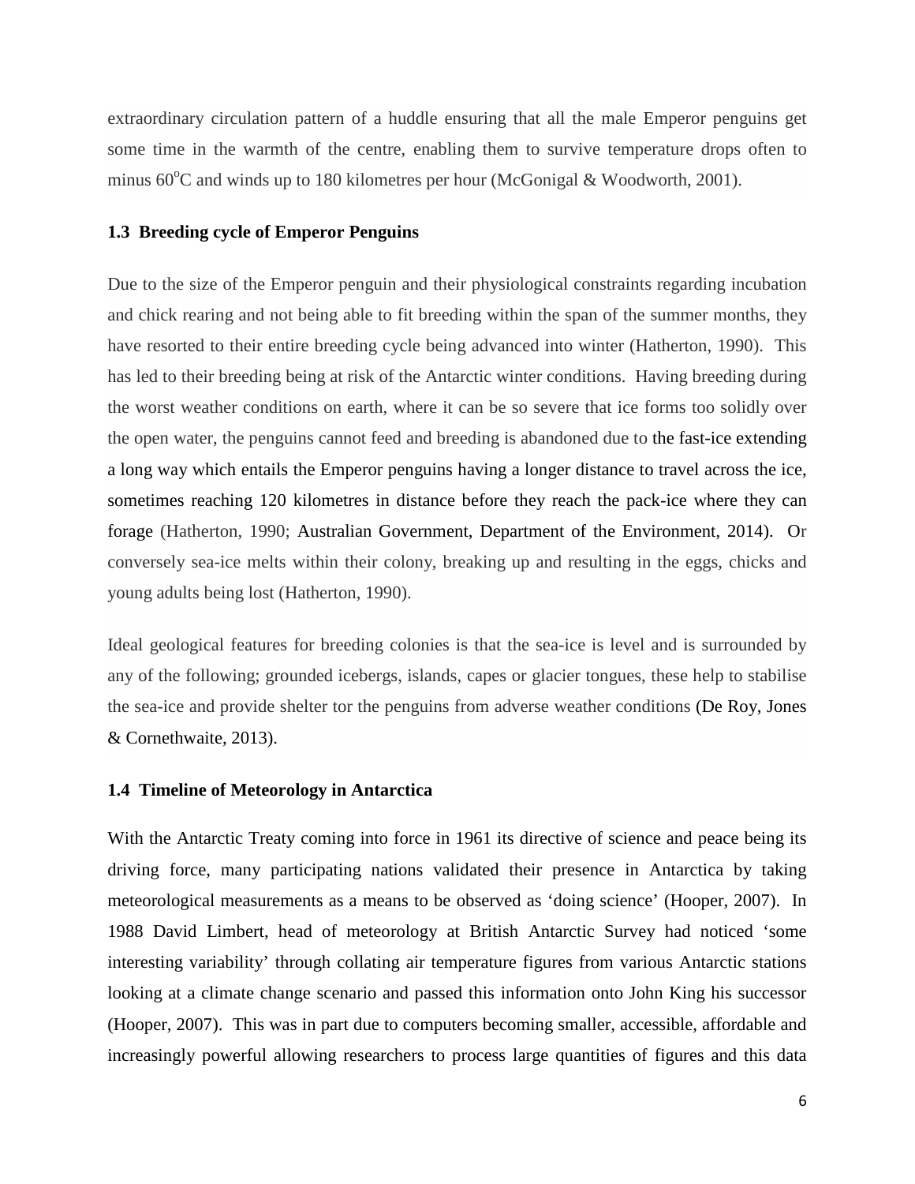extraordinary circulation pattern of a huddle ensuring that all the male Emperor penguins get some time in the warmth of the centre, enabling them to survive temperature drops often to minus 60$^{o}$C and winds up to 180 kilometres per hour (McGonigal & Woodworth, 2001).

### 1.3 Breeding cycle of Emperor Penguins

Due to the size of the Emperor penguin and their physiological constraints regarding incubation and chick rearing and not being able to fit breeding within the span of the summer months, they have resorted to their entire breeding cycle being advanced into winter (Hatherton, 1990). This has led to their breeding being at risk of the Antarctic winter conditions. Having breeding during the worst weather conditions on earth, where it can be so severe that ice forms too solidly over the open water, the penguins cannot feed and breeding is abandoned due to the fast-ice extending a long way which entails the Emperor penguins having a longer distance to travel across the ice, sometimes reaching 120 kilometres in distance before they reach the pack-ice where they can forage (Hatherton, 1990; Australian Government, Department of the Environment, 2014). Or conversely sea-ice melts within their colony, breaking up and resulting in the eggs, chicks and young adults being lost (Hatherton, 1990).

Ideal geological features for breeding colonies is that the sea-ice is level and is surrounded by any of the following; grounded icebergs, islands, capes or glacier tongues, these help to stabilise the sea-ice and provide shelter tor the penguins from adverse weather conditions (De Roy, Jones & Cornethwaite, 2013).

### 1.4 Timeline of Meteorology in Antarctica

With the Antarctic Treaty coming into force in 1961 its directive of science and peace being its driving force, many participating nations validated their presence in Antarctica by taking meteorological measurements as a means to be observed as 'doing science' (Hooper, 2007). In 1988 David Limbert, head of meteorology at British Antarctic Survey had noticed 'some interesting variability' through collating air temperature figures from various Antarctic stations looking at a climate change scenario and passed this information onto John King his successor (Hooper, 2007). This was in part due to computers becoming smaller, accessible, affordable and increasingly powerful allowing researchers to process large quantities of figures and this data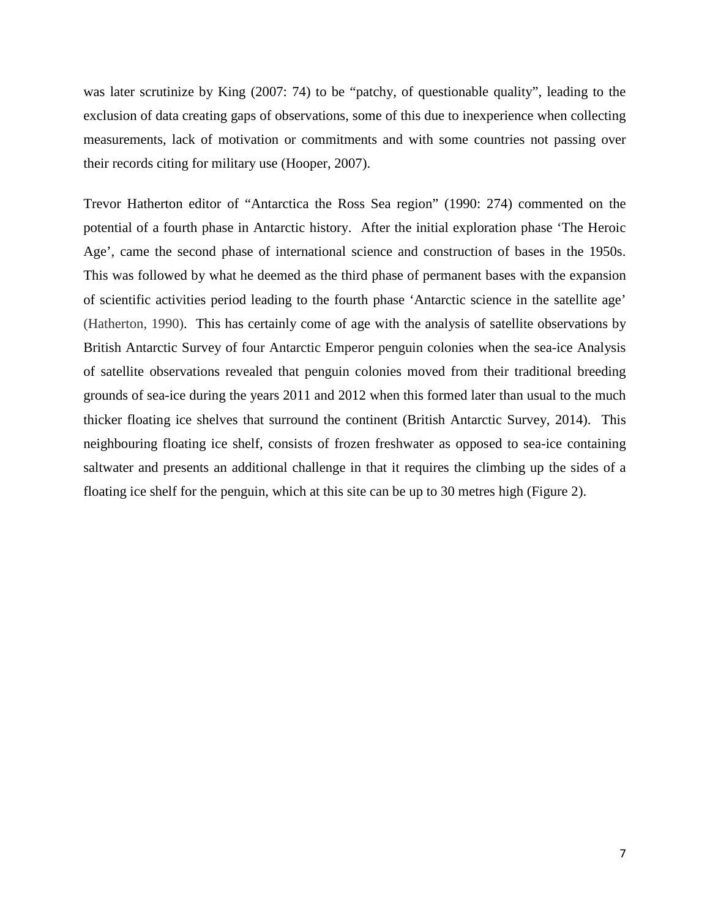was later scrutinize by King (2007: 74) to be "patchy, of questionable quality", leading to the exclusion of data creating gaps of observations, some of this due to inexperience when collecting measurements, lack of motivation or commitments and with some countries not passing over their records citing for military use (Hooper, 2007).

Trevor Hatherton editor of "Antarctica the Ross Sea region" (1990: 274) commented on the potential of a fourth phase in Antarctic history. After the initial exploration phase 'The Heroic Age', came the second phase of international science and construction of bases in the 1950s. This was followed by what he deemed as the third phase of permanent bases with the expansion of scientific activities period leading to the fourth phase 'Antarctic science in the satellite age' (Hatherton, 1990). This has certainly come of age with the analysis of satellite observations by British Antarctic Survey of four Antarctic Emperor penguin colonies when the sea-ice Analysis of satellite observations revealed that penguin colonies moved from their traditional breeding grounds of sea-ice during the years 2011 and 2012 when this formed later than usual to the much thicker floating ice shelves that surround the continent (British Antarctic Survey, 2014). This neighbouring floating ice shelf, consists of frozen freshwater as opposed to sea-ice containing saltwater and presents an additional challenge in that it requires the climbing up the sides of a floating ice shelf for the penguin, which at this site can be up to 30 metres high (Figure 2).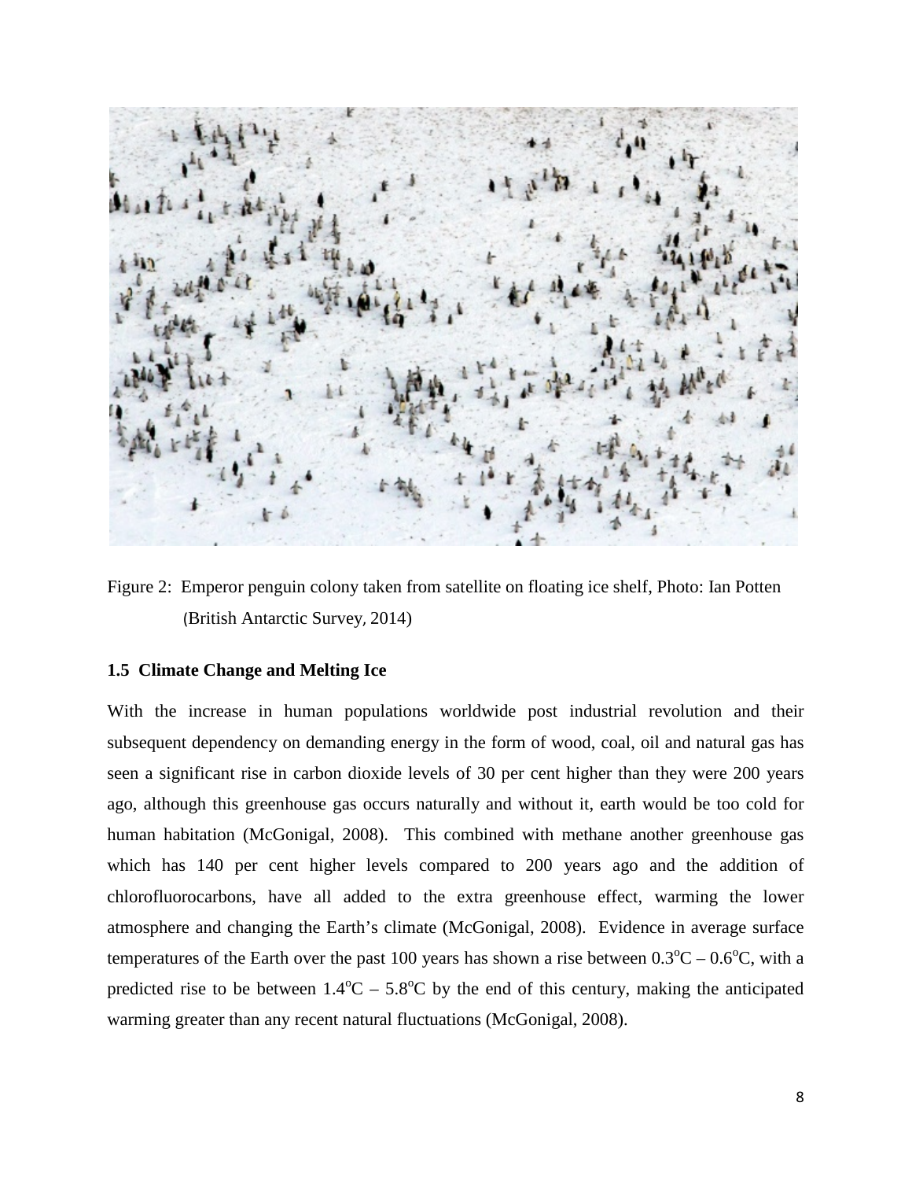Figure 2: Emperor penguin colony taken from satellite on floating ice shelf, Photo: Ian Potten (British Antarctic Survey, 2014)

### 1.5 Climate Change and Melting Ice

With the increase in human populations worldwide post industrial revolution and their subsequent dependency on demanding energy in the form of wood, coal, oil and natural gas has seen a significant rise in carbon dioxide levels of 30 per cent higher than they were 200 years ago, although this greenhouse gas occurs naturally and without it, earth would be too cold for human habitation (McGonigal, 2008). This combined with methane another greenhouse gas which has 140 per cent higher levels compared to 200 years ago and the addition of chlorofluorocarbons, have all added to the extra greenhouse effect, warming the lower atmosphere and changing the Earth's climate (McGonigal, 2008). Evidence in average surface temperatures of the Earth over the past 100 years has shown a rise between $0.3^{o}C$ – $0.6^{o}C$, with a predicted rise to be between $1.4^{o}C$ – $5.8^{o}C$ by the end of this century, making the anticipated warming greater than any recent natural fluctuations (McGonigal, 2008).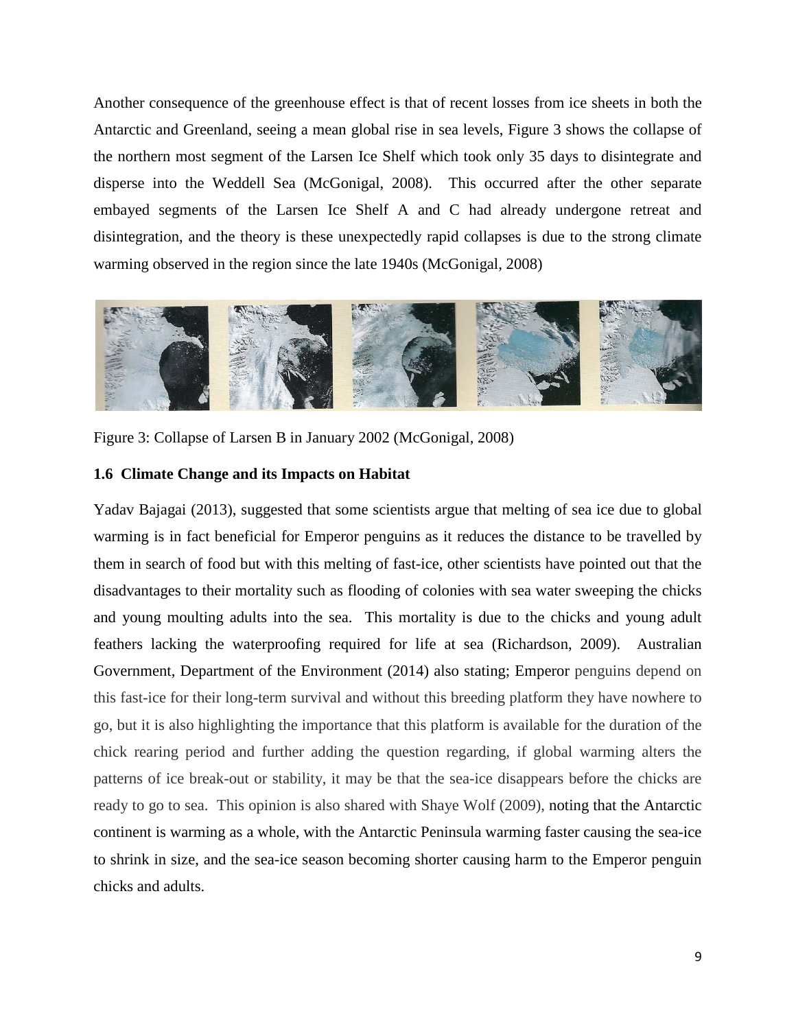Another consequence of the greenhouse effect is that of recent losses from ice sheets in both the Antarctic and Greenland, seeing a mean global rise in sea levels, Figure 3 shows the collapse of the northern most segment of the Larsen Ice Shelf which took only 35 days to disintegrate and disperse into the Weddell Sea (McGonigal, 2008). This occurred after the other separate embayed segments of the Larsen Ice Shelf A and C had already undergone retreat and disintegration, and the theory is these unexpectedly rapid collapses is due to the strong climate warming observed in the region since the late 1940s (McGonigal, 2008)

Figure 3: Collapse of Larsen B in January 2002 (McGonigal, 2008)

### 1.6 Climate Change and its Impacts on Habitat

Yadav Bajagai (2013), suggested that some scientists argue that melting of sea ice due to global warming is in fact beneficial for Emperor penguins as it reduces the distance to be travelled by them in search of food but with this melting of fast-ice, other scientists have pointed out that the disadvantages to their mortality such as flooding of colonies with sea water sweeping the chicks and young moulting adults into the sea. This mortality is due to the chicks and young adult feathers lacking the waterproofing required for life at sea (Richardson, 2009). Australian Government, Department of the Environment (2014) also stating; Emperor penguins depend on this fast-ice for their long-term survival and without this breeding platform they have nowhere to go, but it is also highlighting the importance that this platform is available for the duration of the chick rearing period and further adding the question regarding, if global warming alters the patterns of ice break-out or stability, it may be that the sea-ice disappears before the chicks are ready to go to sea. This opinion is also shared with Shaye Wolf (2009), noting that the Antarctic continent is warming as a whole, with the Antarctic Peninsula warming faster causing the sea-ice to shrink in size, and the sea-ice season becoming shorter causing harm to the Emperor penguin chicks and adults.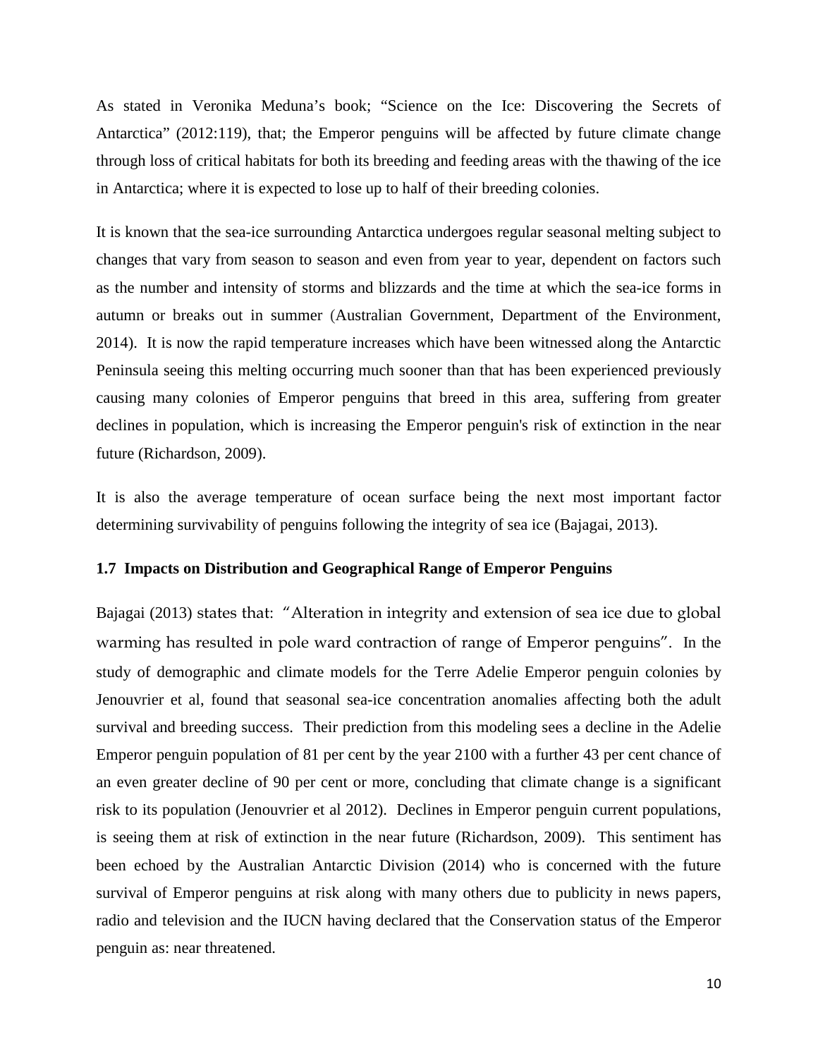As stated in Veronika Meduna's book; "Science on the Ice: Discovering the Secrets of Antarctica" (2012:119), that; the Emperor penguins will be affected by future climate change through loss of critical habitats for both its breeding and feeding areas with the thawing of the ice in Antarctica; where it is expected to lose up to half of their breeding colonies.

It is known that the sea-ice surrounding Antarctica undergoes regular seasonal melting subject to changes that vary from season to season and even from year to year, dependent on factors such as the number and intensity of storms and blizzards and the time at which the sea-ice forms in autumn or breaks out in summer (Australian Government, Department of the Environment, 2014). It is now the rapid temperature increases which have been witnessed along the Antarctic Peninsula seeing this melting occurring much sooner than that has been experienced previously causing many colonies of Emperor penguins that breed in this area, suffering from greater declines in population, which is increasing the Emperor penguin's risk of extinction in the near future (Richardson, 2009).

It is also the average temperature of ocean surface being the next most important factor determining survivability of penguins following the integrity of sea ice (Bajagai, 2013).

### 1.7 Impacts on Distribution and Geographical Range of Emperor Penguins

Bajagai (2013) states that: "Alteration in integrity and extension of sea ice due to global warming has resulted in pole ward contraction of range of Emperor penguins". In the study of demographic and climate models for the Terre Adelie Emperor penguin colonies by Jenouvrier et al, found that seasonal sea-ice concentration anomalies affecting both the adult survival and breeding success. Their prediction from this modeling sees a decline in the Adelie Emperor penguin population of 81 per cent by the year 2100 with a further 43 per cent chance of an even greater decline of 90 per cent or more, concluding that climate change is a significant risk to its population (Jenouvrier et al 2012). Declines in Emperor penguin current populations, is seeing them at risk of extinction in the near future (Richardson, 2009). This sentiment has been echoed by the Australian Antarctic Division (2014) who is concerned with the future survival of Emperor penguins at risk along with many others due to publicity in news papers, radio and television and the IUCN having declared that the Conservation status of the Emperor penguin as: near threatened.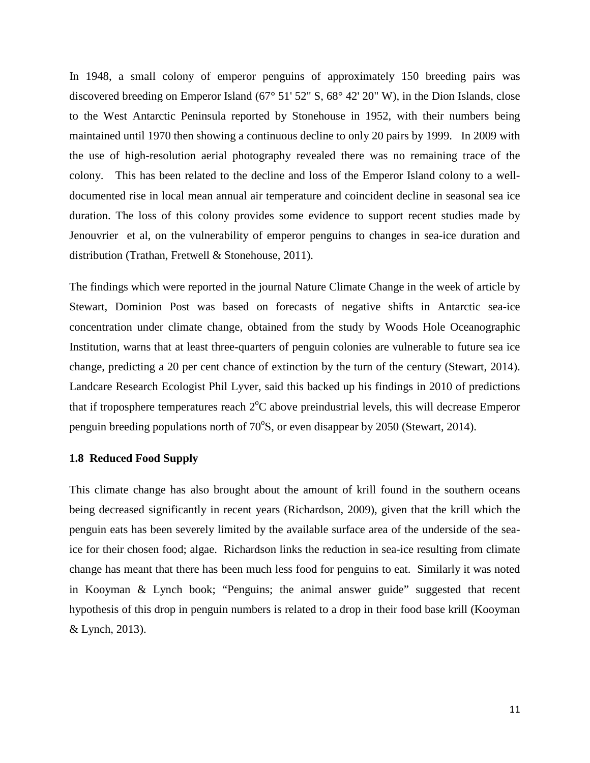In 1948, a small colony of emperor penguins of approximately 150 breeding pairs was discovered breeding on Emperor Island (67° 51' 52" S, 68° 42' 20" W), in the Dion Islands, close to the West Antarctic Peninsula reported by Stonehouse in 1952, with their numbers being maintained until 1970 then showing a continuous decline to only 20 pairs by 1999. In 2009 with the use of high-resolution aerial photography revealed there was no remaining trace of the colony. This has been related to the decline and loss of the Emperor Island colony to a well-documented rise in local mean annual air temperature and coincident decline in seasonal sea ice duration. The loss of this colony provides some evidence to support recent studies made by Jenouvrier et al, on the vulnerability of emperor penguins to changes in sea-ice duration and distribution (Trathan, Fretwell & Stonehouse, 2011).

The findings which were reported in the journal Nature Climate Change in the week of article by Stewart, Dominion Post was based on forecasts of negative shifts in Antarctic sea-ice concentration under climate change, obtained from the study by Woods Hole Oceanographic Institution, warns that at least three-quarters of penguin colonies are vulnerable to future sea ice change, predicting a 20 per cent chance of extinction by the turn of the century (Stewart, 2014). Landcare Research Ecologist Phil Lyver, said this backed up his findings in 2010 of predictions that if troposphere temperatures reach 2°C above preindustrial levels, this will decrease Emperor penguin breeding populations north of 70°S, or even disappear by 2050 (Stewart, 2014).

### 1.8 Reduced Food Supply

This climate change has also brought about the amount of krill found in the southern oceans being decreased significantly in recent years (Richardson, 2009), given that the krill which the penguin eats has been severely limited by the available surface area of the underside of the sea-ice for their chosen food; algae. Richardson links the reduction in sea-ice resulting from climate change has meant that there has been much less food for penguins to eat. Similarly it was noted in Kooyman & Lynch book; "Penguins; the animal answer guide" suggested that recent hypothesis of this drop in penguin numbers is related to a drop in their food base krill (Kooyman & Lynch, 2013).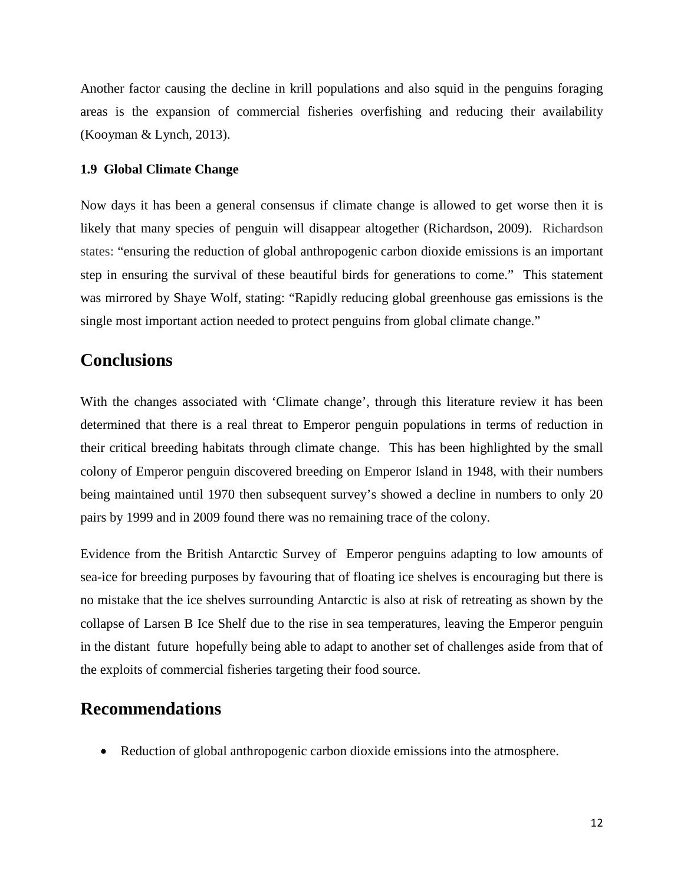Another factor causing the decline in krill populations and also squid in the penguins foraging areas is the expansion of commercial fisheries overfishing and reducing their availability (Kooyman & Lynch, 2013).

### 1.9 Global Climate Change

Now days it has been a general consensus if climate change is allowed to get worse then it is likely that many species of penguin will disappear altogether (Richardson, 2009). Richardson states: "ensuring the reduction of global anthropogenic carbon dioxide emissions is an important step in ensuring the survival of these beautiful birds for generations to come." This statement was mirrored by Shaye Wolf, stating: "Rapidly reducing global greenhouse gas emissions is the single most important action needed to protect penguins from global climate change."

## Conclusions

With the changes associated with 'Climate change', through this literature review it has been determined that there is a real threat to Emperor penguin populations in terms of reduction in their critical breeding habitats through climate change. This has been highlighted by the small colony of Emperor penguin discovered breeding on Emperor Island in 1948, with their numbers being maintained until 1970 then subsequent survey's showed a decline in numbers to only 20 pairs by 1999 and in 2009 found there was no remaining trace of the colony.

Evidence from the British Antarctic Survey of Emperor penguins adapting to low amounts of sea-ice for breeding purposes by favouring that of floating ice shelves is encouraging but there is no mistake that the ice shelves surrounding Antarctic is also at risk of retreating as shown by the collapse of Larsen B Ice Shelf due to the rise in sea temperatures, leaving the Emperor penguin in the distant future hopefully being able to adapt to another set of challenges aside from that of the exploits of commercial fisheries targeting their food source.

## Recommendations

- Reduction of global anthropogenic carbon dioxide emissions into the atmosphere.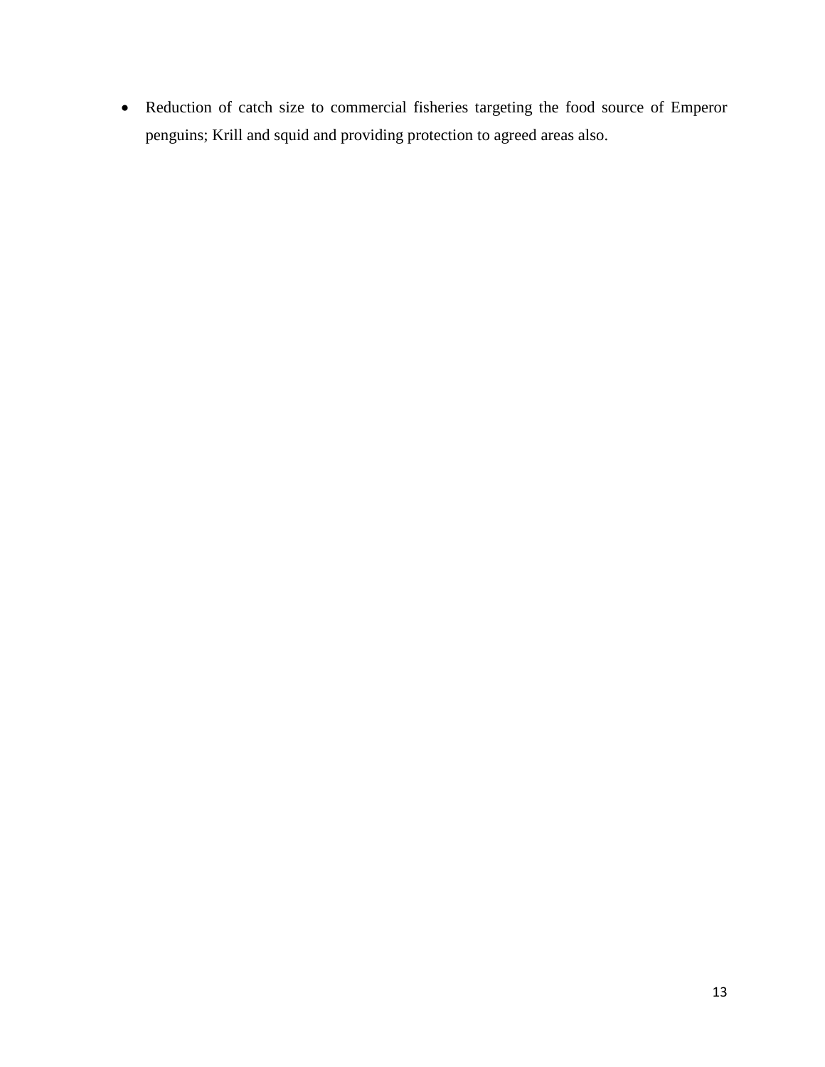- Reduction of catch size to commercial fisheries targeting the food source of Emperor penguins; Krill and squid and providing protection to agreed areas also.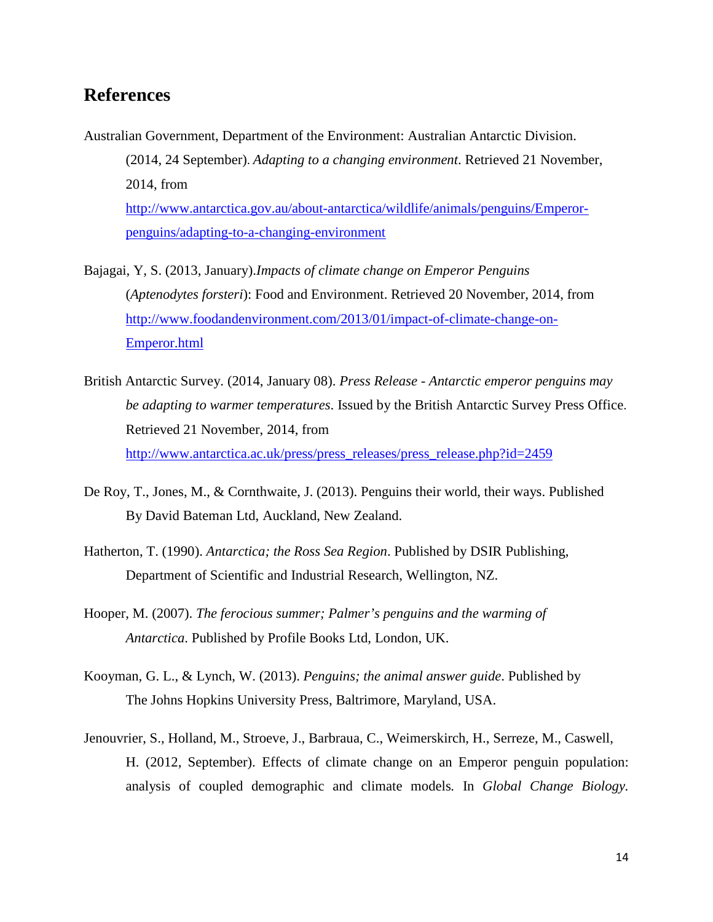## References

Australian Government, Department of the Environment: Australian Antarctic Division. (2014, 24 September). *Adapting to a changing environment*. Retrieved 21 November, 2014, from [http://www.antarctica.gov.au/about-antarctica/wildlife/animals/penguins/Emperor-penguins/adapting-to-a-changing-environment](http://www.antarctica.gov.au/about-antarctica/wildlife/animals/penguins/Emperor-penguins/adapting-to-a-changing-environment)

Bajagai, Y, S. (2013, January).*Impacts of climate change on Emperor Penguins* (*Aptenodytes forsteri*): Food and Environment. Retrieved 20 November, 2014, from [http://www.foodandenvironment.com/2013/01/impact-of-climate-change-on-Emperor.html](http://www.foodandenvironment.com/2013/01/impact-of-climate-change-on-Emperor.html)

British Antarctic Survey. (2014, January 08). *Press Release - Antarctic emperor penguins may be adapting to warmer temperatures*. Issued by the British Antarctic Survey Press Office. Retrieved 21 November, 2014, from [http://www.antarctica.ac.uk/press/press_releases/press_release.php?id=2459](http://www.antarctica.ac.uk/press/press_releases/press_release.php?id=2459)

De Roy, T., Jones, M., & Cornthwaite, J. (2013). Penguins their world, their ways. Published By David Bateman Ltd, Auckland, New Zealand.

Hatherton, T. (1990). *Antarctica; the Ross Sea Region*. Published by DSIR Publishing, Department of Scientific and Industrial Research, Wellington, NZ.

Hooper, M. (2007). *The ferocious summer; Palmer's penguins and the warming of Antarctica*. Published by Profile Books Ltd, London, UK.

Kooyman, G. L., & Lynch, W. (2013). *Penguins; the animal answer guide*. Published by The Johns Hopkins University Press, Baltrimore, Maryland, USA.

Jenouvrier, S., Holland, M., Stroeve, J., Barbraua, C., Weimerskirch, H., Serreze, M., Caswell, H. (2012, September). Effects of climate change on an Emperor penguin population: analysis of coupled demographic and climate models. In *Global Change Biology*.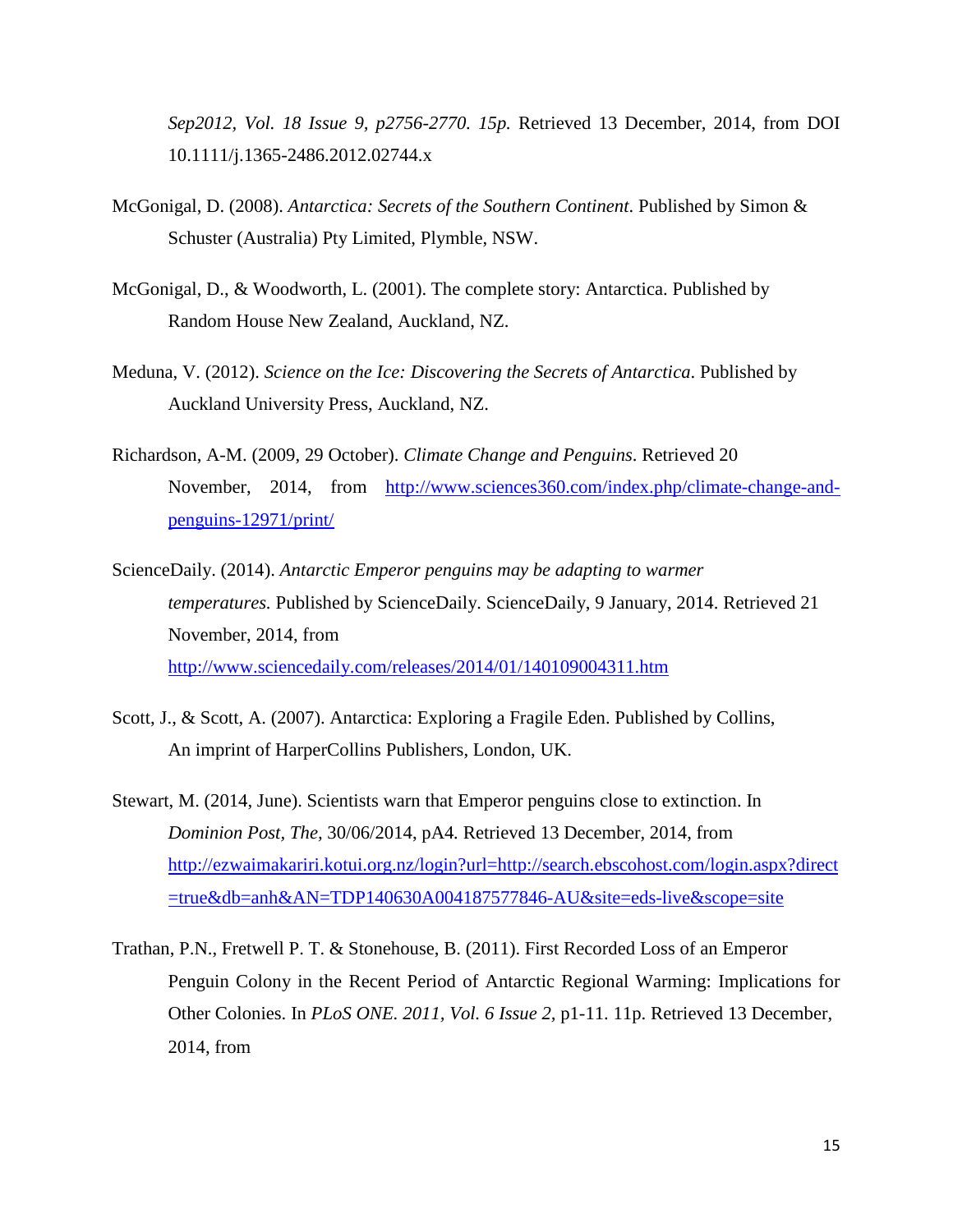*Sep2012, Vol. 18 Issue 9, p2756-2770. 15p.* Retrieved 13 December, 2014, from DOI 10.1111/j.1365-2486.2012.02744.x

McGonigal, D. (2008). *Antarctica: Secrets of the Southern Continent*. Published by Simon & Schuster (Australia) Pty Limited, Plymble, NSW.

McGonigal, D., & Woodworth, L. (2001). The complete story: Antarctica. Published by Random House New Zealand, Auckland, NZ.

Meduna, V. (2012). *Science on the Ice: Discovering the Secrets of Antarctica*. Published by Auckland University Press, Auckland, NZ.

Richardson, A-M. (2009, 29 October). *Climate Change and Penguins*. Retrieved 20 November, 2014, from http://www.sciences360.com/index.php/climate-change-and-penguins-12971/print/

ScienceDaily. (2014). *Antarctic Emperor penguins may be adapting to warmer temperatures.* Published by ScienceDaily. ScienceDaily, 9 January, 2014. Retrieved 21 November, 2014, from http://www.sciencedaily.com/releases/2014/01/140109004311.htm

Scott, J., & Scott, A. (2007). Antarctica: Exploring a Fragile Eden. Published by Collins, An imprint of HarperCollins Publishers, London, UK.

Stewart, M. (2014, June). Scientists warn that Emperor penguins close to extinction. In *Dominion Post, The,* 30/06/2014, pA4. Retrieved 13 December, 2014, from http://ezwaimakariri.kotui.org.nz/login?url=http://search.ebscohost.com/login.aspx?direct=true&db=anh&AN=TDP140630A004187577846-AU&site=eds-live&scope=site

Trathan, P.N., Fretwell P. T. & Stonehouse, B. (2011). First Recorded Loss of an Emperor Penguin Colony in the Recent Period of Antarctic Regional Warming: Implications for Other Colonies. In *PLoS ONE. 2011, Vol. 6 Issue 2*, p1-11. 11p. Retrieved 13 December, 2014, from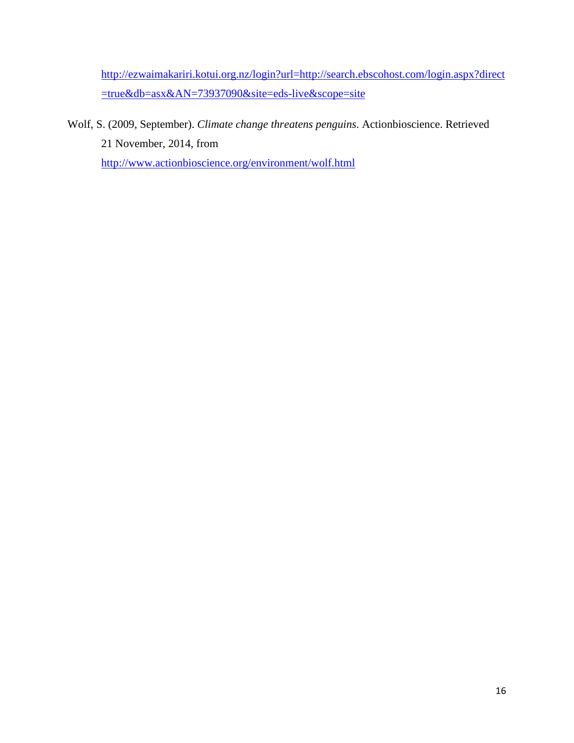http://ezwaimakariri.kotui.org.nz/login?url=http://search.ebscohost.com/login.aspx?direct=true&db=asx&AN=73937090&site=eds-live&scope=site

Wolf, S. (2009, September). *Climate change threatens penguins*. Actionbioscience. Retrieved 21 November, 2014, from http://www.actionbioscience.org/environment/wolf.html